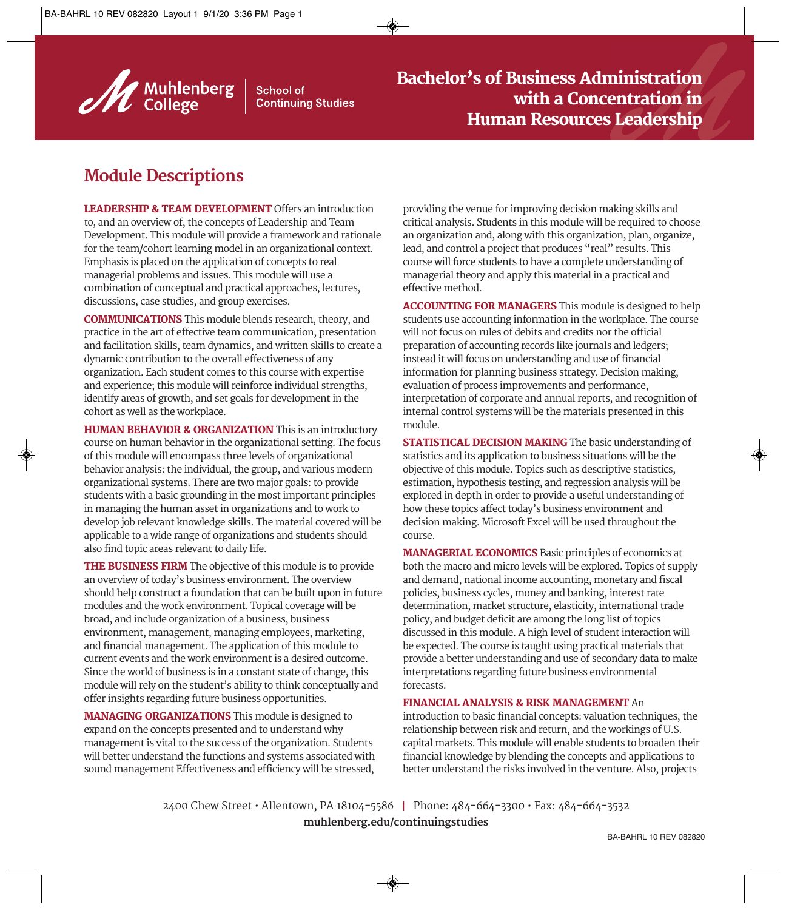Muhlenberg College | School of Continuing Studies

# Bachelor's of Business Administration with a Concentration in Human Resources Leadership

## Module Descriptions

**LEADERSHIP & TEAM DEVELOPMENT** Offers an introduction to, and an overview of, the concepts of Leadership and Team Development. This module will provide a framework and rationale for the team/cohort learning model in an organizational context. Emphasis is placed on the application of concepts to real managerial problems and issues. This module will use a combination of conceptual and practical approaches, lectures, discussions, case studies, and group exercises.

**COMMUNICATIONS** This module blends research, theory, and practice in the art of effective team communication, presentation and facilitation skills, team dynamics, and written skills to create a dynamic contribution to the overall effectiveness of any organization. Each student comes to this course with expertise and experience; this module will reinforce individual strengths, identify areas of growth, and set goals for development in the cohort as well as the workplace.

**HUMAN BEHAVIOR & ORGANIZATION** This is an introductory course on human behavior in the organizational setting. The focus of this module will encompass three levels of organizational behavior analysis: the individual, the group, and various modern organizational systems. There are two major goals: to provide students with a basic grounding in the most important principles in managing the human asset in organizations and to work to develop job relevant knowledge skills. The material covered will be applicable to a wide range of organizations and students should also find topic areas relevant to daily life.

**THE BUSINESS FIRM** The objective of this module is to provide an overview of today's business environment. The overview should help construct a foundation that can be built upon in future modules and the work environment. Topical coverage will be broad, and include organization of a business, business environment, management, managing employees, marketing, and financial management. The application of this module to current events and the work environment is a desired outcome. Since the world of business is in a constant state of change, this module will rely on the student's ability to think conceptually and offer insights regarding future business opportunities.

**MANAGING ORGANIZATIONS** This module is designed to expand on the concepts presented and to understand why management is vital to the success of the organization. Students will better understand the functions and systems associated with sound management Effectiveness and efficiency will be stressed, providing the venue for improving decision making skills and critical analysis. Students in this module will be required to choose an organization and, along with this organization, plan, organize, lead, and control a project that produces "real" results. This course will force students to have a complete understanding of managerial theory and apply this material in a practical and effective method.

**ACCOUNTING FOR MANAGERS** This module is designed to help students use accounting information in the workplace. The course will not focus on rules of debits and credits nor the official preparation of accounting records like journals and ledgers; instead it will focus on understanding and use of financial information for planning business strategy. Decision making, evaluation of process improvements and performance, interpretation of corporate and annual reports, and recognition of internal control systems will be the materials presented in this module.

**STATISTICAL DECISION MAKING** The basic understanding of statistics and its application to business situations will be the objective of this module. Topics such as descriptive statistics, estimation, hypothesis testing, and regression analysis will be explored in depth in order to provide a useful understanding of how these topics affect today's business environment and decision making. Microsoft Excel will be used throughout the course.

**MANAGERIAL ECONOMICS** Basic principles of economics at both the macro and micro levels will be explored. Topics of supply and demand, national income accounting, monetary and fiscal policies, business cycles, money and banking, interest rate determination, market structure, elasticity, international trade policy, and budget deficit are among the long list of topics discussed in this module. A high level of student interaction will be expected. The course is taught using practical materials that provide a better understanding and use of secondary data to make interpretations regarding future business environmental forecasts.

**FINANCIAL ANALYSIS & RISK MANAGEMENT** An introduction to basic financial concepts: valuation techniques, the relationship between risk and return, and the workings of U.S. capital markets. This module will enable students to broaden their financial knowledge by blending the concepts and applications to better understand the risks involved in the venture. Also, projects

2400 Chew Street • Allentown, PA 18104-5586 | Phone: 484-664-3300 • Fax: 484-664-3532
**muhlenberg.edu/continuingstudies**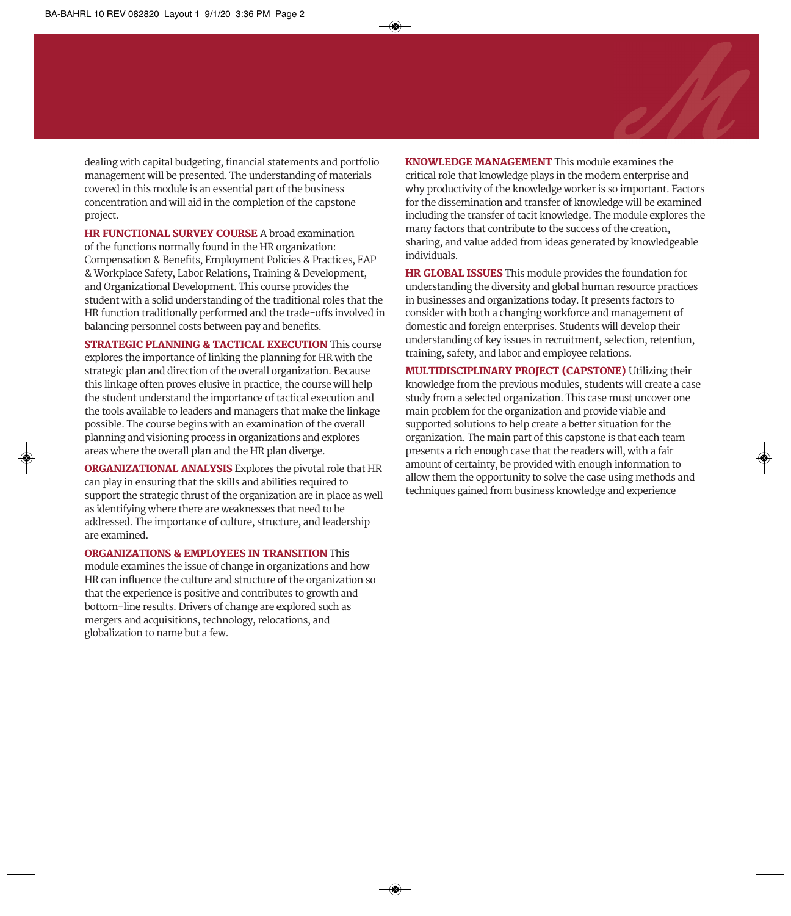dealing with capital budgeting, financial statements and portfolio management will be presented. The understanding of materials covered in this module is an essential part of the business concentration and will aid in the completion of the capstone project.

**HR FUNCTIONAL SURVEY COURSE** A broad examination of the functions normally found in the HR organization: Compensation & Benefits, Employment Policies & Practices, EAP & Workplace Safety, Labor Relations, Training & Development, and Organizational Development. This course provides the student with a solid understanding of the traditional roles that the HR function traditionally performed and the trade-offs involved in balancing personnel costs between pay and benefits.

**STRATEGIC PLANNING & TACTICAL EXECUTION** This course explores the importance of linking the planning for HR with the strategic plan and direction of the overall organization. Because this linkage often proves elusive in practice, the course will help the student understand the importance of tactical execution and the tools available to leaders and managers that make the linkage possible. The course begins with an examination of the overall planning and visioning process in organizations and explores areas where the overall plan and the HR plan diverge.

**ORGANIZATIONAL ANALYSIS** Explores the pivotal role that HR can play in ensuring that the skills and abilities required to support the strategic thrust of the organization are in place as well as identifying where there are weaknesses that need to be addressed. The importance of culture, structure, and leadership are examined.

**ORGANIZATIONS & EMPLOYEES IN TRANSITION** This module examines the issue of change in organizations and how HR can influence the culture and structure of the organization so that the experience is positive and contributes to growth and bottom-line results. Drivers of change are explored such as mergers and acquisitions, technology, relocations, and globalization to name but a few.

**KNOWLEDGE MANAGEMENT** This module examines the critical role that knowledge plays in the modern enterprise and why productivity of the knowledge worker is so important. Factors for the dissemination and transfer of knowledge will be examined including the transfer of tacit knowledge. The module explores the many factors that contribute to the success of the creation, sharing, and value added from ideas generated by knowledgeable individuals.

**HR GLOBAL ISSUES** This module provides the foundation for understanding the diversity and global human resource practices in businesses and organizations today. It presents factors to consider with both a changing workforce and management of domestic and foreign enterprises. Students will develop their understanding of key issues in recruitment, selection, retention, training, safety, and labor and employee relations.

**MULTIDISCIPLINARY PROJECT (CAPSTONE)** Utilizing their knowledge from the previous modules, students will create a case study from a selected organization. This case must uncover one main problem for the organization and provide viable and supported solutions to help create a better situation for the organization. The main part of this capstone is that each team presents a rich enough case that the readers will, with a fair amount of certainty, be provided with enough information to allow them the opportunity to solve the case using methods and techniques gained from business knowledge and experience